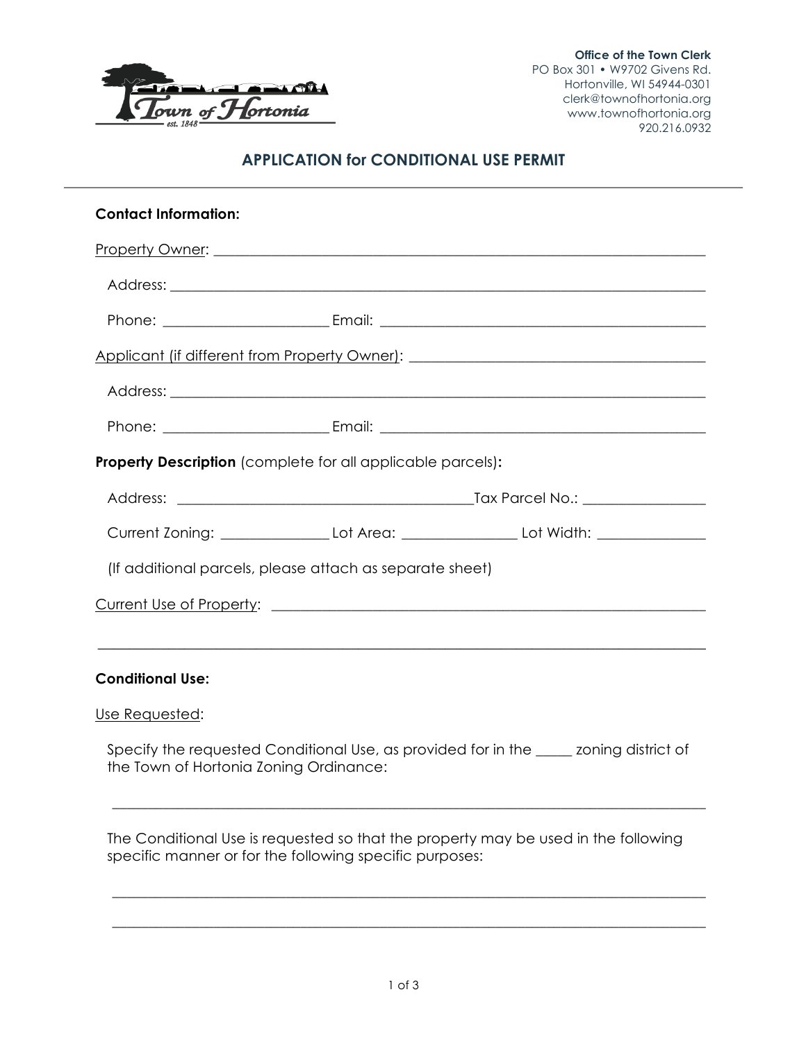Office of the Town Clerk
PO Box 301 • W9702 Givens Rd.
Hortonville, WI 54944-0301
clerk@townofhortonia.org
www.townofhortonia.org
920.216.0932

# APPLICATION for CONDITIONAL USE PERMIT

**Contact Information:**

Property Owner: ______________________________________________________________________

Address: ______________________________________________________________________

Phone: ______________________ Email: ____________________________________________

Applicant (if different from Property Owner): ________________________________________

Address: ______________________________________________________________________

Phone: ______________________ Email: ____________________________________________

**Property Description** (complete for all applicable parcels)**:**

Address: ________________________________________ Tax Parcel No.: ________________

Current Zoning: ______________ Lot Area: _______________ Lot Width: ______________

(If additional parcels, please attach as separate sheet)

Current Use of Property: ____________________________________________________________

______________________________________________________________________________

**Conditional Use:**

Use Requested:

Specify the requested Conditional Use, as provided for in the _____ zoning district of the Town of Hortonia Zoning Ordinance:

______________________________________________________________________________

The Conditional Use is requested so that the property may be used in the following specific manner or for the following specific purposes:

______________________________________________________________________________

______________________________________________________________________________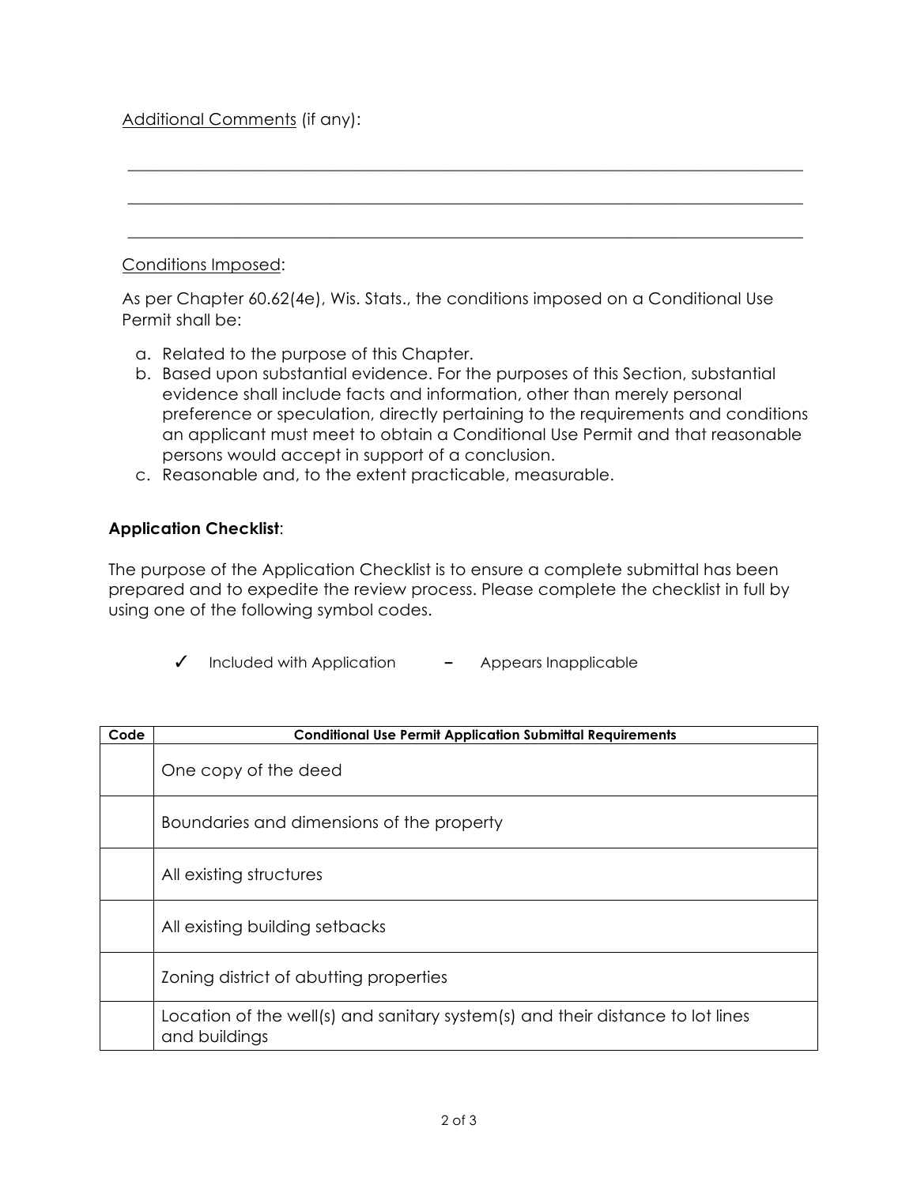Additional Comments (if any):

\_\_\_\_\_\_\_\_\_\_\_\_\_\_\_\_\_\_\_\_\_\_\_\_\_\_\_\_\_\_\_\_\_\_\_\_\_\_\_\_\_\_\_\_\_\_\_\_\_\_\_\_\_\_\_\_\_\_\_\_\_\_\_\_\_\_\_\_\_\_\_\_

\_\_\_\_\_\_\_\_\_\_\_\_\_\_\_\_\_\_\_\_\_\_\_\_\_\_\_\_\_\_\_\_\_\_\_\_\_\_\_\_\_\_\_\_\_\_\_\_\_\_\_\_\_\_\_\_\_\_\_\_\_\_\_\_\_\_\_\_\_\_\_\_

\_\_\_\_\_\_\_\_\_\_\_\_\_\_\_\_\_\_\_\_\_\_\_\_\_\_\_\_\_\_\_\_\_\_\_\_\_\_\_\_\_\_\_\_\_\_\_\_\_\_\_\_\_\_\_\_\_\_\_\_\_\_\_\_\_\_\_\_\_\_\_\_

Conditions Imposed:

As per Chapter 60.62(4e), Wis. Stats., the conditions imposed on a Conditional Use Permit shall be:

a. Related to the purpose of this Chapter.
b. Based upon substantial evidence. For the purposes of this Section, substantial evidence shall include facts and information, other than merely personal preference or speculation, directly pertaining to the requirements and conditions an applicant must meet to obtain a Conditional Use Permit and that reasonable persons would accept in support of a conclusion.
c. Reasonable and, to the extent practicable, measurable.

**Application Checklist**:

The purpose of the Application Checklist is to ensure a complete submittal has been prepared and to expedite the review process. Please complete the checklist in full by using one of the following symbol codes.

✓ Included with Application      – Appears Inapplicable

| Code | Conditional Use Permit Application Submittal Requirements |
|---|---|
| | One copy of the deed |
| | Boundaries and dimensions of the property |
| | All existing structures |
| | All existing building setbacks |
| | Zoning district of abutting properties |
| | Location of the well(s) and sanitary system(s) and their distance to lot lines and buildings |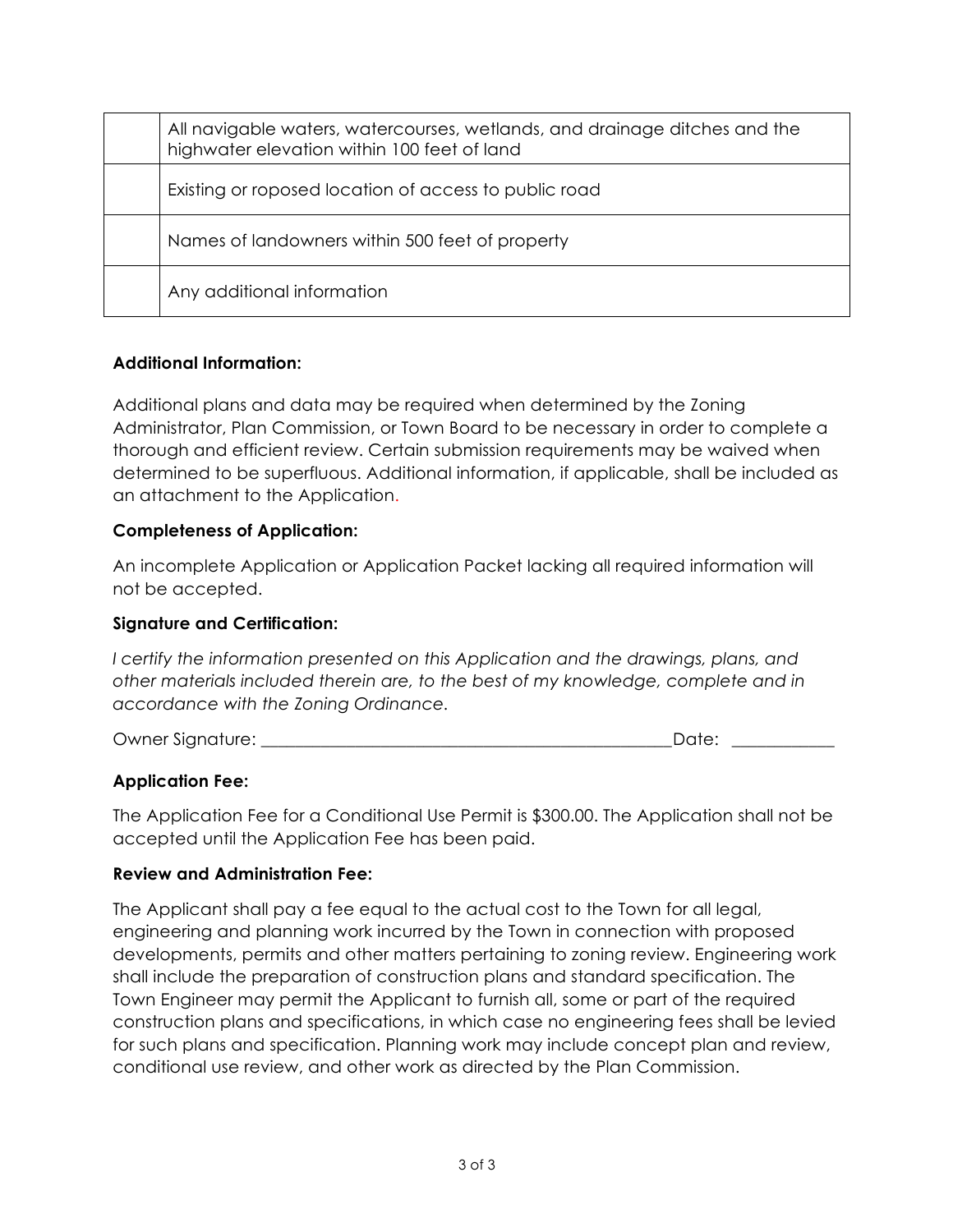| | |
|---|---|
| | All navigable waters, watercourses, wetlands, and drainage ditches and the highwater elevation within 100 feet of land |
| | Existing or roposed location of access to public road |
| | Names of landowners within 500 feet of property |
| | Any additional information |

**Additional Information:**

Additional plans and data may be required when determined by the Zoning Administrator, Plan Commission, or Town Board to be necessary in order to complete a thorough and efficient review. Certain submission requirements may be waived when determined to be superfluous. Additional information, if applicable, shall be included as an attachment to the Application.

**Completeness of Application:**

An incomplete Application or Application Packet lacking all required information will not be accepted.

**Signature and Certification:**

*I certify the information presented on this Application and the drawings, plans, and other materials included therein are, to the best of my knowledge, complete and in accordance with the Zoning Ordinance.*

Owner Signature: ________________________________________________Date: ____________

**Application Fee:**

The Application Fee for a Conditional Use Permit is $300.00. The Application shall not be accepted until the Application Fee has been paid.

**Review and Administration Fee:**

The Applicant shall pay a fee equal to the actual cost to the Town for all legal, engineering and planning work incurred by the Town in connection with proposed developments, permits and other matters pertaining to zoning review. Engineering work shall include the preparation of construction plans and standard specification. The Town Engineer may permit the Applicant to furnish all, some or part of the required construction plans and specifications, in which case no engineering fees shall be levied for such plans and specification. Planning work may include concept plan and review, conditional use review, and other work as directed by the Plan Commission.